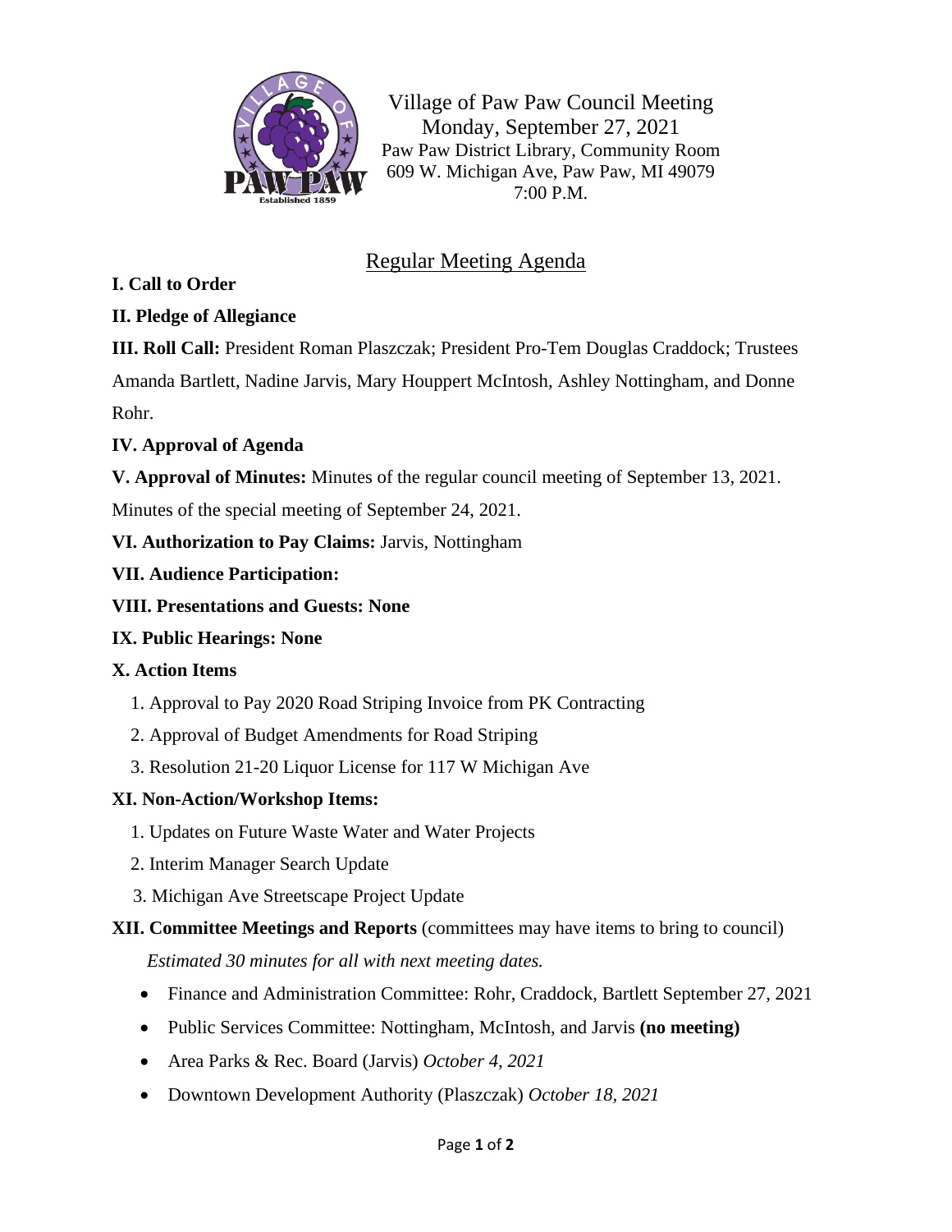Village of Paw Paw Council Meeting
Monday, September 27, 2021
Paw Paw District Library, Community Room
609 W. Michigan Ave, Paw Paw, MI 49079
7:00 P.M.

## Regular Meeting Agenda

**I. Call to Order**

**II. Pledge of Allegiance**

**III. Roll Call:** President Roman Plaszczak; President Pro-Tem Douglas Craddock; Trustees Amanda Bartlett, Nadine Jarvis, Mary Houppert McIntosh, Ashley Nottingham, and Donne Rohr.

**IV. Approval of Agenda**

**V. Approval of Minutes:** Minutes of the regular council meeting of September 13, 2021. Minutes of the special meeting of September 24, 2021.

**VI. Authorization to Pay Claims:** Jarvis, Nottingham

**VII. Audience Participation:**

**VIII. Presentations and Guests: None**

**IX. Public Hearings: None**

**X. Action Items**

1. Approval to Pay 2020 Road Striping Invoice from PK Contracting
2. Approval of Budget Amendments for Road Striping
3. Resolution 21-20 Liquor License for 117 W Michigan Ave

**XI. Non-Action/Workshop Items:**

1. Updates on Future Waste Water and Water Projects
2. Interim Manager Search Update
3. Michigan Ave Streetscape Project Update

**XII. Committee Meetings and Reports** (committees may have items to bring to council)

*Estimated 30 minutes for all with next meeting dates.*

- Finance and Administration Committee: Rohr, Craddock, Bartlett September 27, 2021
- Public Services Committee: Nottingham, McIntosh, and Jarvis **(no meeting)**
- Area Parks & Rec. Board (Jarvis) *October 4, 2021*
- Downtown Development Authority (Plaszczak) *October 18, 2021*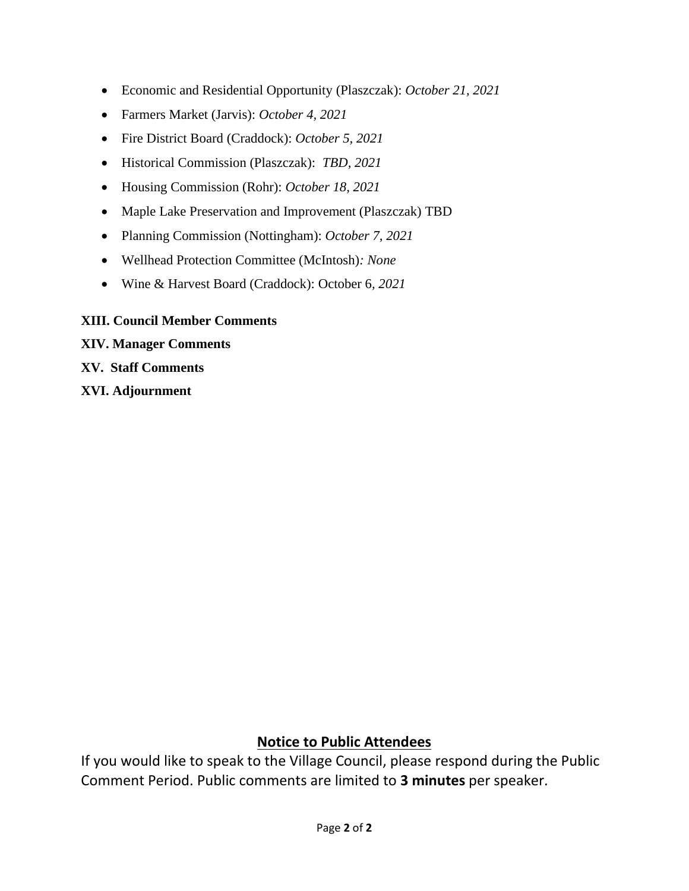- Economic and Residential Opportunity (Plaszczak): *October 21, 2021*
- Farmers Market (Jarvis): *October 4, 2021*
- Fire District Board (Craddock): *October 5, 2021*
- Historical Commission (Plaszczak): *TBD, 2021*
- Housing Commission (Rohr): *October 18, 2021*
- Maple Lake Preservation and Improvement (Plaszczak) TBD
- Planning Commission (Nottingham): *October 7, 2021*
- Wellhead Protection Committee (McIntosh)*: None*
- Wine & Harvest Board (Craddock): October 6, *2021*

**XIII. Council Member Comments**

**XIV. Manager Comments**

**XV. Staff Comments**

**XVI. Adjournment**

## Notice to Public Attendees

If you would like to speak to the Village Council, please respond during the Public Comment Period. Public comments are limited to **3 minutes** per speaker.